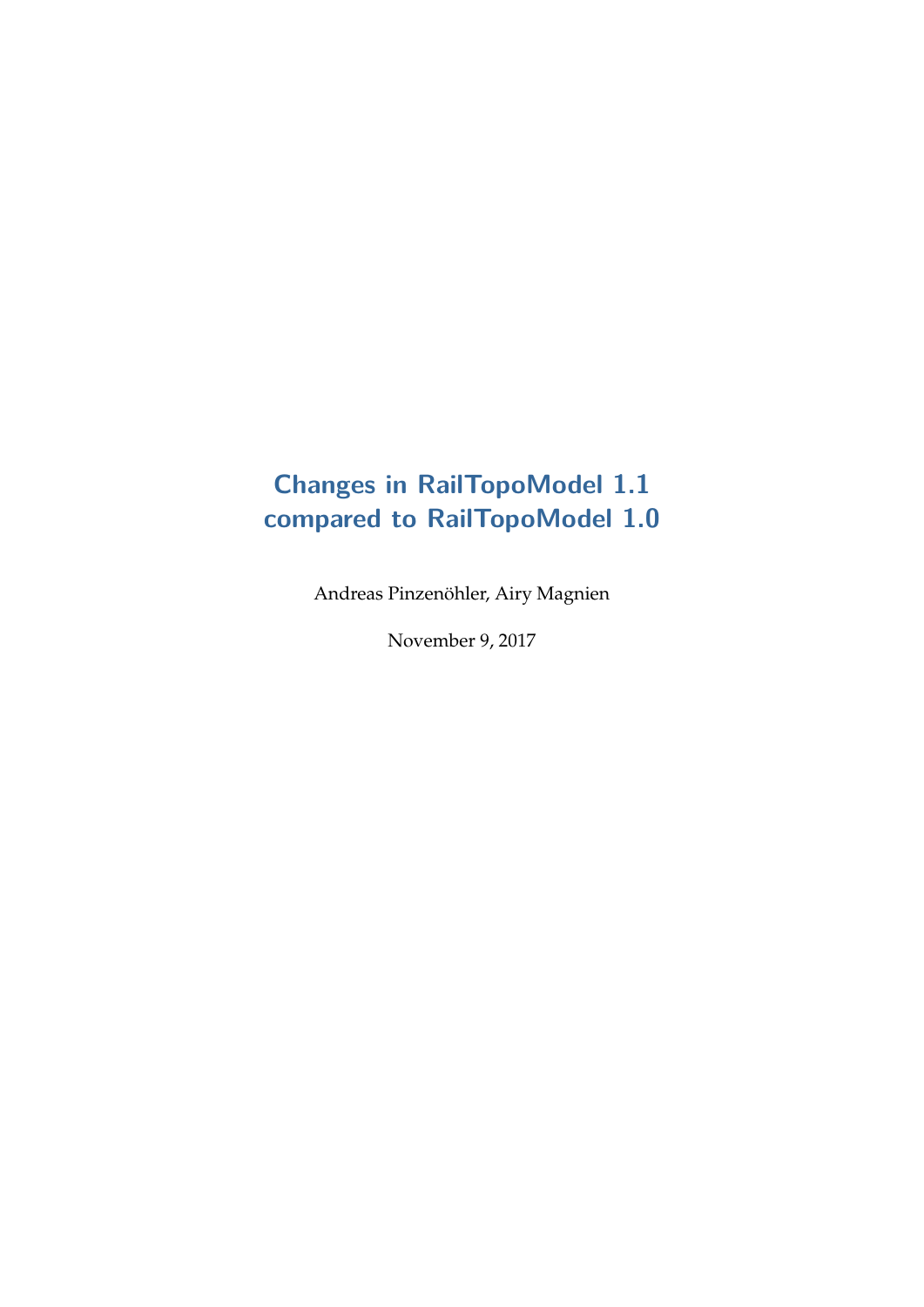# Changes in RailTopoModel 1.1 compared to RailTopoModel 1.0

Andreas Pinzenöhler, Airy Magnien

November 9, 2017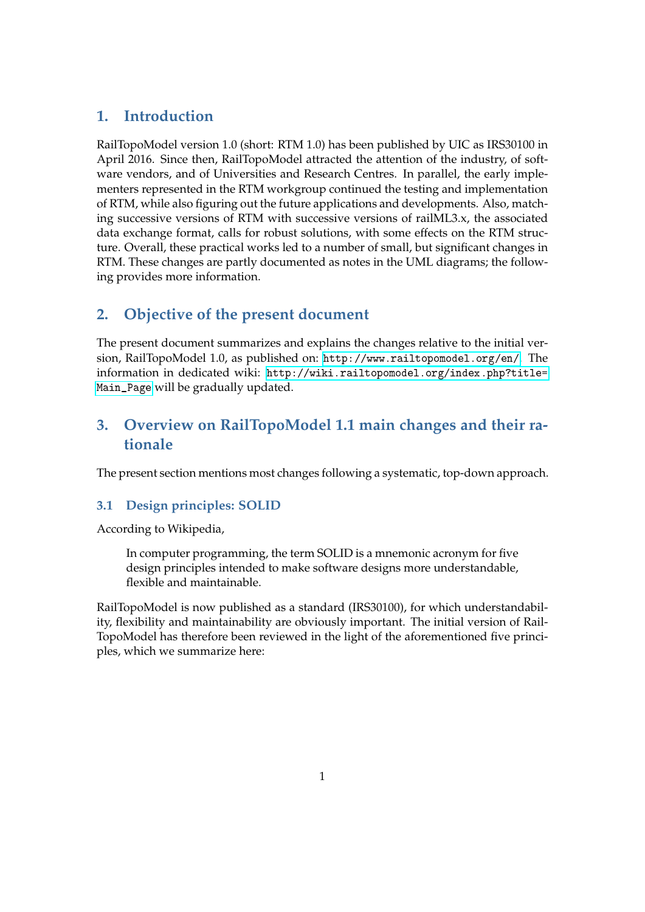## 1. Introduction

RailTopoModel version 1.0 (short: RTM 1.0) has been published by UIC as IRS30100 in April 2016. Since then, RailTopoModel attracted the attention of the industry, of software vendors, and of Universities and Research Centres. In parallel, the early implementers represented in the RTM workgroup continued the testing and implementation of RTM, while also figuring out the future applications and developments. Also, matching successive versions of RTM with successive versions of railML3.x, the associated data exchange format, calls for robust solutions, with some effects on the RTM structure. Overall, these practical works led to a number of small, but significant changes in RTM. These changes are partly documented as notes in the UML diagrams; the following provides more information.

## 2. Objective of the present document

The present document summarizes and explains the changes relative to the initial version, RailTopoModel 1.0, as published on: `http://www.railtopomodel.org/en/`. The information in dedicated wiki: `http://wiki.railtopomodel.org/index.php?title=Main_Page` will be gradually updated.

## 3. Overview on RailTopoModel 1.1 main changes and their rationale

The present section mentions most changes following a systematic, top-down approach.

### 3.1 Design principles: SOLID

According to Wikipedia,

> In computer programming, the term SOLID is a mnemonic acronym for five design principles intended to make software designs more understandable, flexible and maintainable.

RailTopoModel is now published as a standard (IRS30100), for which understandability, flexibility and maintainability are obviously important. The initial version of RailTopoModel has therefore been reviewed in the light of the aforementioned five principles, which we summarize here: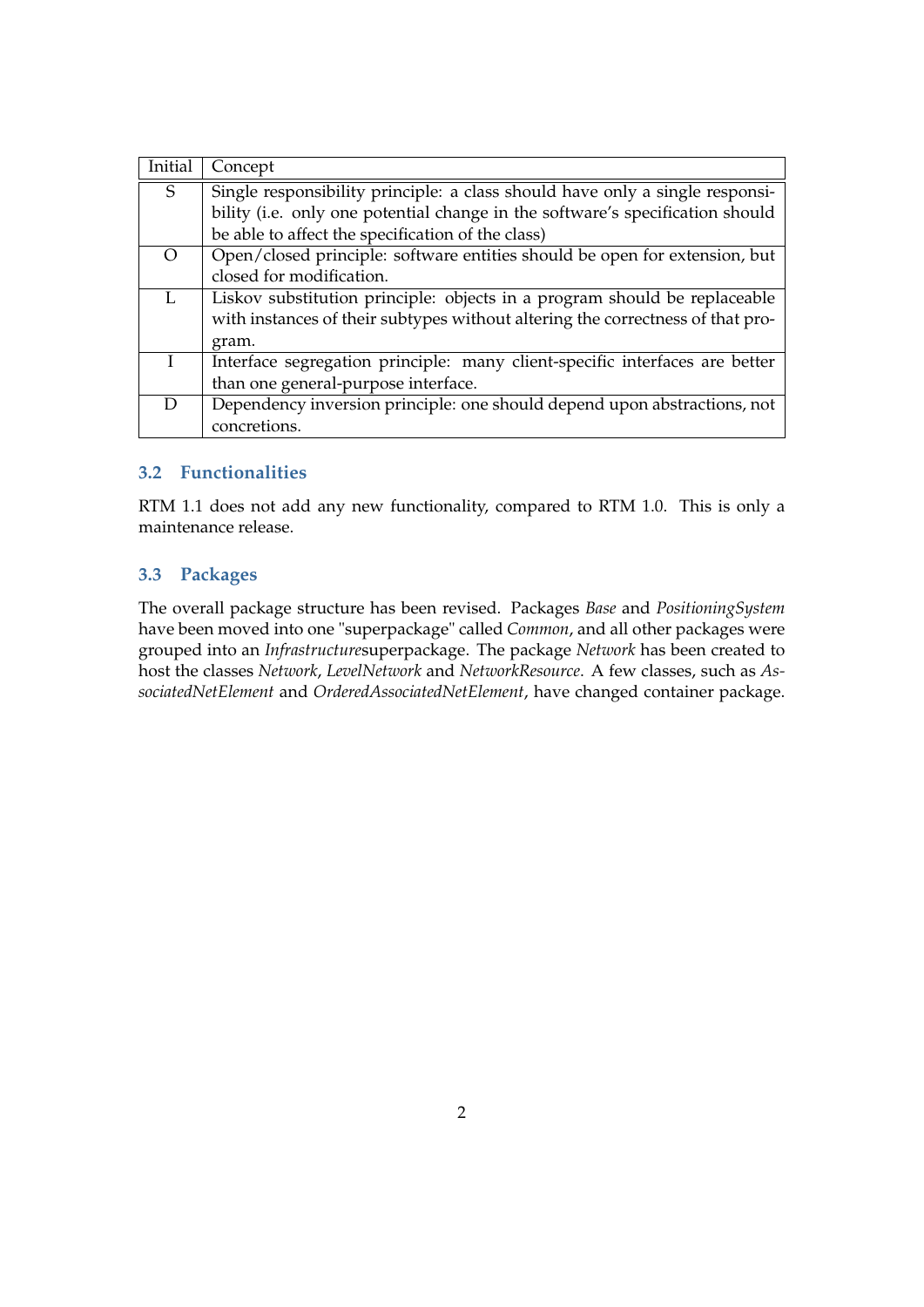| Initial | Concept |
|---|---|
| S | Single responsibility principle: a class should have only a single responsibility (i.e. only one potential change in the software's specification should be able to affect the specification of the class) |
| O | Open/closed principle: software entities should be open for extension, but closed for modification. |
| L | Liskov substitution principle: objects in a program should be replaceable with instances of their subtypes without altering the correctness of that program. |
| I | Interface segregation principle: many client-specific interfaces are better than one general-purpose interface. |
| D | Dependency inversion principle: one should depend upon abstractions, not concretions. |

### 3.2 Functionalities

RTM 1.1 does not add any new functionality, compared to RTM 1.0. This is only a maintenance release.

### 3.3 Packages

The overall package structure has been revised. Packages *Base* and *PositioningSystem* have been moved into one "superpackage" called *Common*, and all other packages were grouped into an *Infrastructure*superpackage. The package *Network* has been created to host the classes *Network*, *LevelNetwork* and *NetworkResource*. A few classes, such as *AssociatedNetElement* and *OrderedAssociatedNetElement*, have changed container package.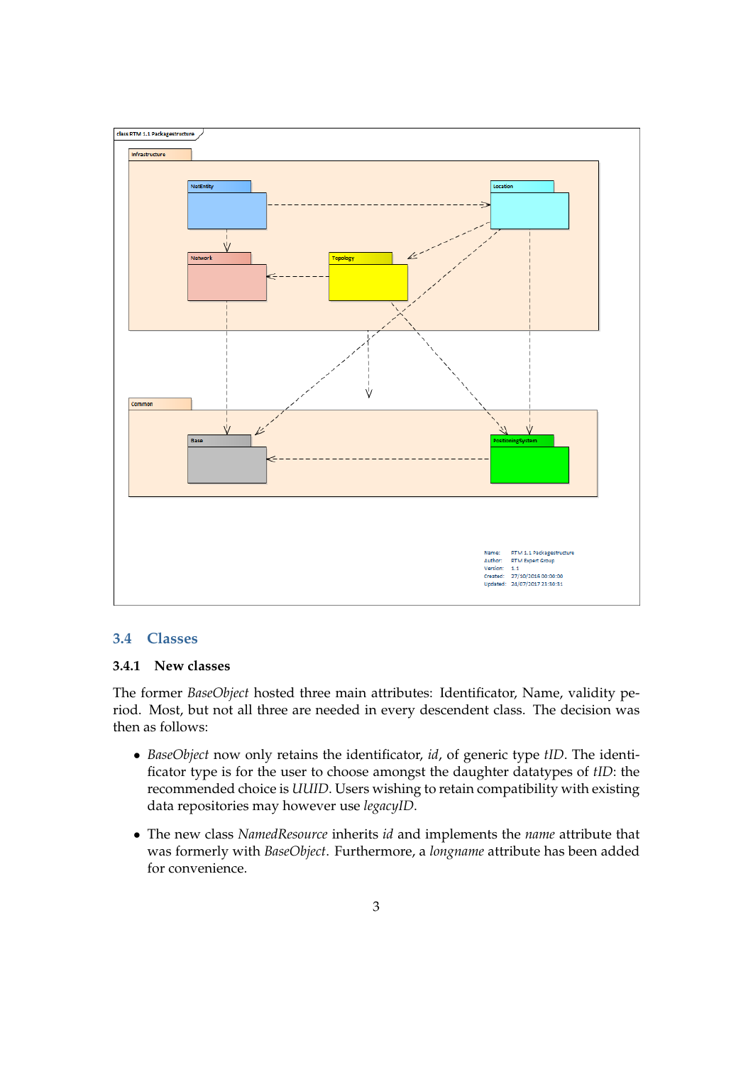## 3.4 Classes

### 3.4.1 New classes

The former *BaseObject* hosted three main attributes: Identificator, Name, validity period. Most, but not all three are needed in every descendent class. The decision was then as follows:

- *BaseObject* now only retains the identificator, *id*, of generic type *tID*. The identificator type is for the user to choose amongst the daughter datatypes of *tID*: the recommended choice is *UUID*. Users wishing to retain compatibility with existing data repositories may however use *legacyID*.
- The new class *NamedResource* inherits *id* and implements the *name* attribute that was formerly with *BaseObject*. Furthermore, a *longname* attribute has been added for convenience.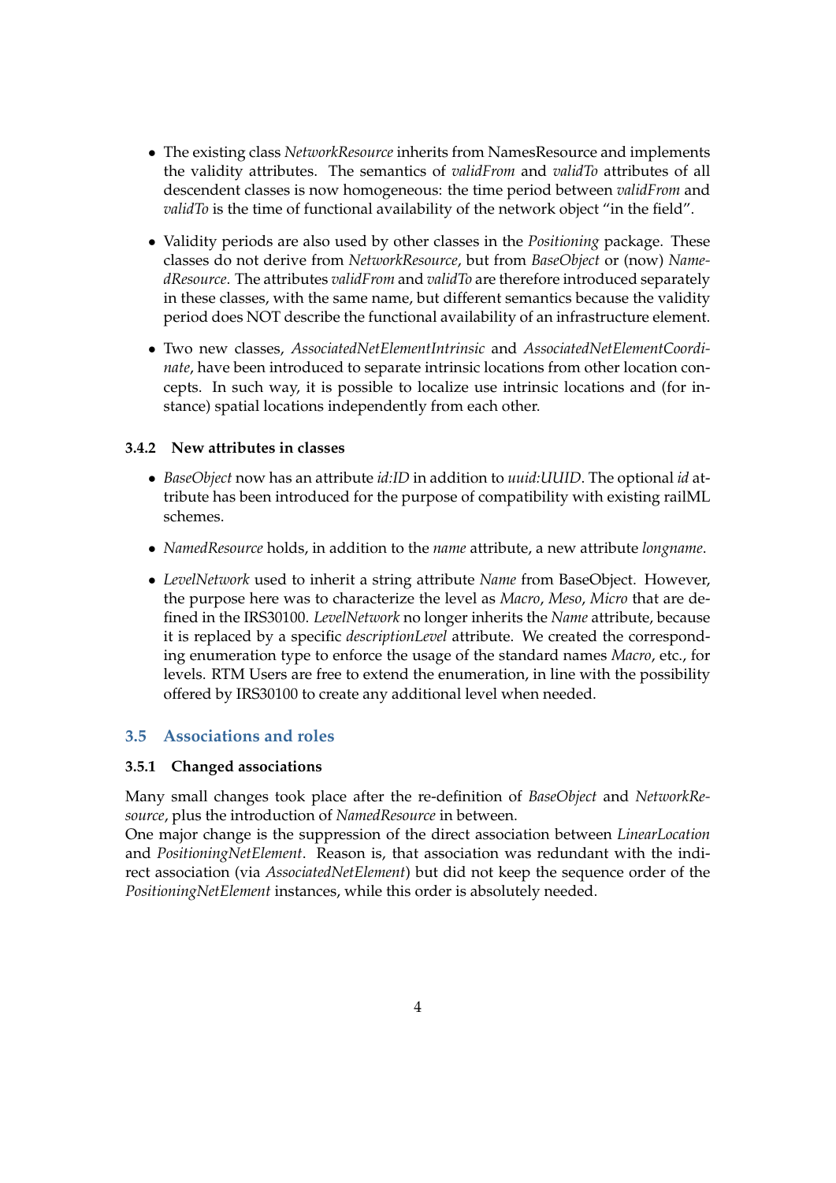- The existing class *NetworkResource* inherits from NamesResource and implements the validity attributes. The semantics of *validFrom* and *validTo* attributes of all descendent classes is now homogeneous: the time period between *validFrom* and *validTo* is the time of functional availability of the network object "in the field".
- Validity periods are also used by other classes in the *Positioning* package. These classes do not derive from *NetworkResource*, but from *BaseObject* or (now) *NamedResource*. The attributes *validFrom* and *validTo* are therefore introduced separately in these classes, with the same name, but different semantics because the validity period does NOT describe the functional availability of an infrastructure element.
- Two new classes, *AssociatedNetElementIntrinsic* and *AssociatedNetElementCoordinate*, have been introduced to separate intrinsic locations from other location concepts. In such way, it is possible to localize use intrinsic locations and (for instance) spatial locations independently from each other.

#### 3.4.2 New attributes in classes

- *BaseObject* now has an attribute *id:ID* in addition to *uuid:UUID*. The optional *id* attribute has been introduced for the purpose of compatibility with existing railML schemes.
- *NamedResource* holds, in addition to the *name* attribute, a new attribute *longname*.
- *LevelNetwork* used to inherit a string attribute *Name* from BaseObject. However, the purpose here was to characterize the level as *Macro*, *Meso*, *Micro* that are defined in the IRS30100. *LevelNetwork* no longer inherits the *Name* attribute, because it is replaced by a specific *descriptionLevel* attribute. We created the corresponding enumeration type to enforce the usage of the standard names *Macro*, etc., for levels. RTM Users are free to extend the enumeration, in line with the possibility offered by IRS30100 to create any additional level when needed.

### 3.5 Associations and roles

#### 3.5.1 Changed associations

Many small changes took place after the re-definition of *BaseObject* and *NetworkResource*, plus the introduction of *NamedResource* in between.
One major change is the suppression of the direct association between *LinearLocation* and *PositioningNetElement*. Reason is, that association was redundant with the indirect association (via *AssociatedNetElement*) but did not keep the sequence order of the *PositioningNetElement* instances, while this order is absolutely needed.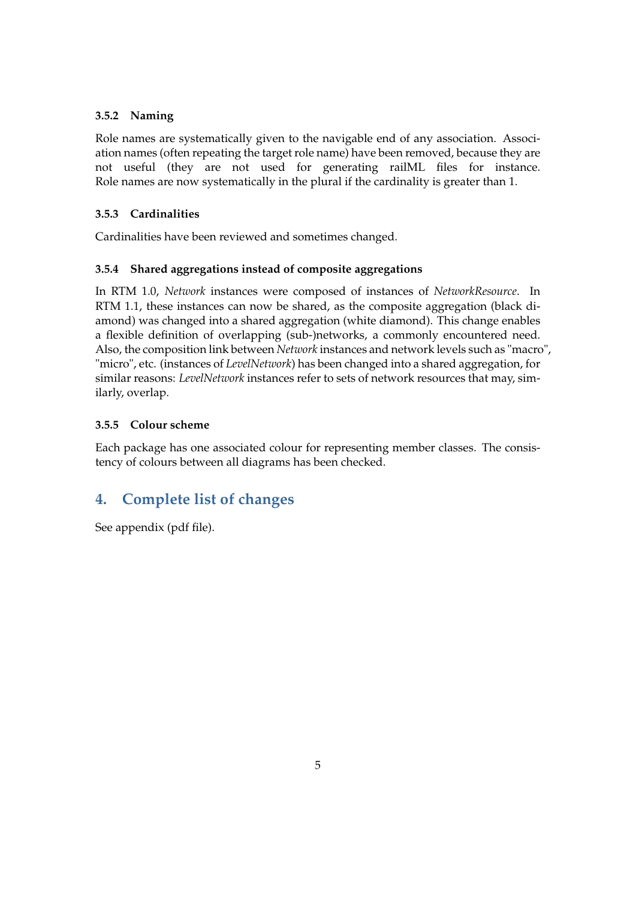### 3.5.2 Naming

Role names are systematically given to the navigable end of any association. Association names (often repeating the target role name) have been removed, because they are not useful (they are not used for generating railML files for instance. Role names are now systematically in the plural if the cardinality is greater than 1.

### 3.5.3 Cardinalities

Cardinalities have been reviewed and sometimes changed.

### 3.5.4 Shared aggregations instead of composite aggregations

In RTM 1.0, *Network* instances were composed of instances of *NetworkResource*. In RTM 1.1, these instances can now be shared, as the composite aggregation (black diamond) was changed into a shared aggregation (white diamond). This change enables a flexible definition of overlapping (sub-)networks, a commonly encountered need. Also, the composition link between *Network* instances and network levels such as "macro", "micro", etc. (instances of *LevelNetwork*) has been changed into a shared aggregation, for similar reasons: *LevelNetwork* instances refer to sets of network resources that may, similarly, overlap.

### 3.5.5 Colour scheme

Each package has one associated colour for representing member classes. The consistency of colours between all diagrams has been checked.

## 4. Complete list of changes

See appendix (pdf file).